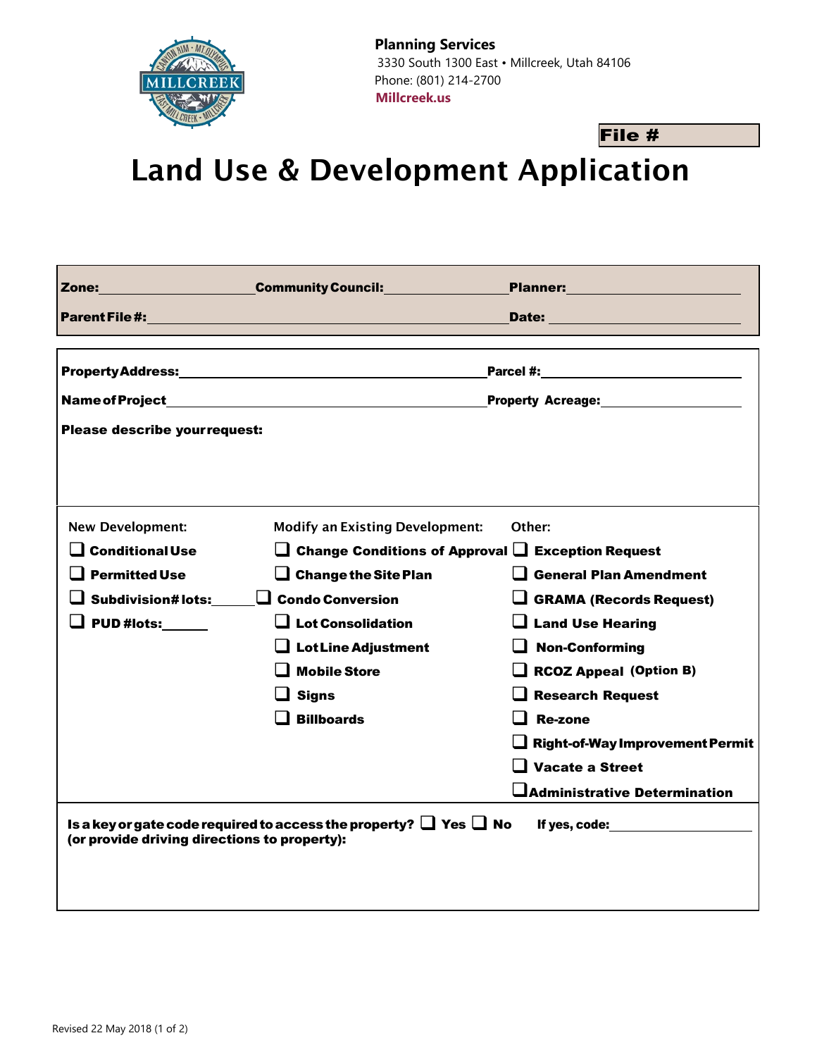**Planning Services**
3330 South 1300 East • Millcreek, Utah 84106
Phone: (801) 214-2700
**Millcreek.us**

**File #**

# Land Use & Development Application

**Zone:** ____________ **Community Council:** ____________ **Planner:** ____________

**Parent File #:** ____________ **Date:** ____________

**Property Address:** ____________ **Parcel #:** ____________

**Name of Project** ____________ **Property Acreage:** ____________

**Please describe your request:**

| New Development: | Modify an Existing Development: | Other: |
|---|---|---|
| ❑ **Conditional Use** | ❑ **Change Conditions of Approval** | ❑ **Exception Request** |
| ❑ **Permitted Use** | ❑ **Change the Site Plan** | ❑ **General Plan Amendment** |
| ❑ **Subdivision# lots:**______ | ❑ **Condo Conversion** | ❑ **GRAMA (Records Request)** |
| ❑ **PUD #lots:**______ | ❑ **Lot Consolidation** | ❑ **Land Use Hearing** |
| | ❑ **Lot Line Adjustment** | ❑ **Non-Conforming** |
| | ❑ **Mobile Store** | ❑ **RCOZ Appeal (Option B)** |
| | ❑ **Signs** | ❑ **Research Request** |
| | ❑ **Billboards** | ❑ **Re-zone** |
| | | ❑ **Right-of-Way Improvement Permit** |
| | | ❑ **Vacate a Street** |
| | | ❑ **Administrative Determination** |

**Is a key or gate code required to access the property?** ❑ **Yes** ❑ **No** **If yes, code:** ____________
**(or provide driving directions to property):**

Revised 22 May 2018 (1 of 2)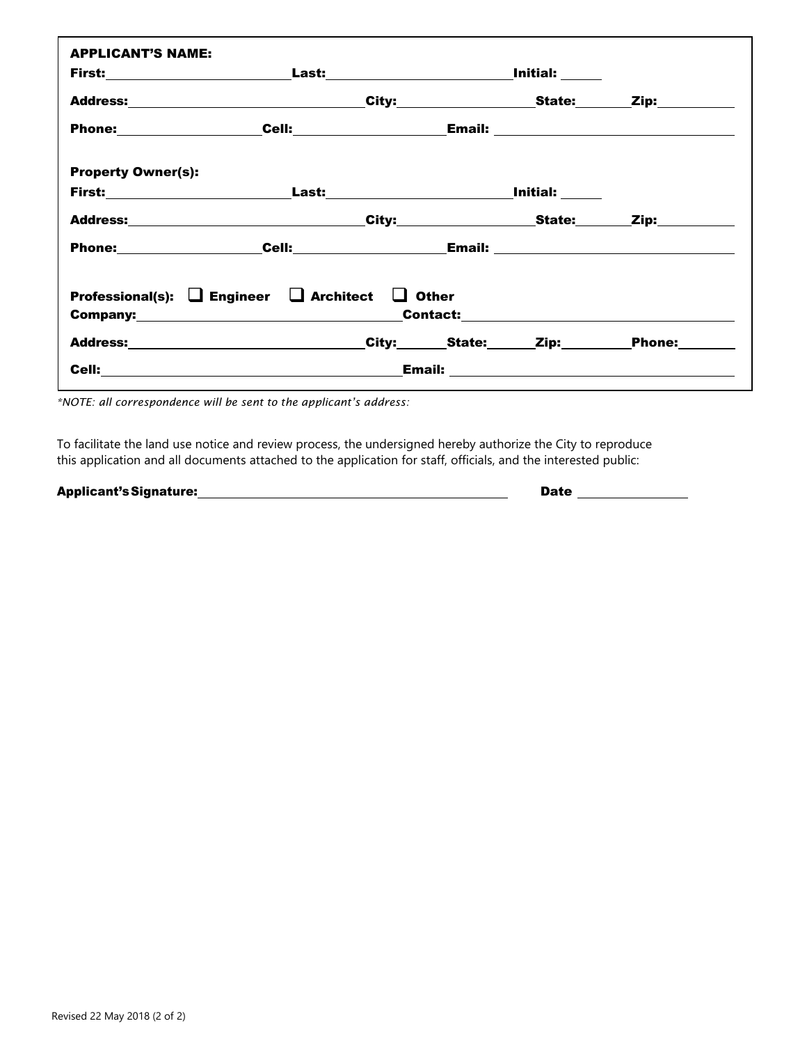**APPLICANT'S NAME:**

**First:** \_\_\_\_\_\_\_\_\_\_\_\_\_\_\_\_\_\_\_\_ **Last:** \_\_\_\_\_\_\_\_\_\_\_\_\_\_\_\_\_\_\_\_ **Initial:** \_\_\_\_\_

**Address:** \_\_\_\_\_\_\_\_\_\_\_\_\_\_\_\_\_\_\_\_ **City:** \_\_\_\_\_\_\_\_\_\_\_\_\_\_\_ **State:** \_\_\_\_\_\_ **Zip:** \_\_\_\_\_\_\_\_

**Phone:** \_\_\_\_\_\_\_\_\_\_\_\_\_\_\_ **Cell:** \_\_\_\_\_\_\_\_\_\_\_\_\_\_\_ **Email:** \_\_\_\_\_\_\_\_\_\_\_\_\_\_\_\_\_\_\_\_

**Property Owner(s):**

**First:** \_\_\_\_\_\_\_\_\_\_\_\_\_\_\_\_\_\_\_\_ **Last:** \_\_\_\_\_\_\_\_\_\_\_\_\_\_\_\_\_\_\_\_ **Initial:** \_\_\_\_\_

**Address:** \_\_\_\_\_\_\_\_\_\_\_\_\_\_\_\_\_\_\_\_ **City:** \_\_\_\_\_\_\_\_\_\_\_\_\_\_\_ **State:** \_\_\_\_\_\_ **Zip:** \_\_\_\_\_\_\_\_

**Phone:** \_\_\_\_\_\_\_\_\_\_\_\_\_\_\_ **Cell:** \_\_\_\_\_\_\_\_\_\_\_\_\_\_\_ **Email:** \_\_\_\_\_\_\_\_\_\_\_\_\_\_\_\_\_\_\_\_

**Professional(s):** ☐ **Engineer** ☐ **Architect** ☐ **Other**

**Company:** \_\_\_\_\_\_\_\_\_\_\_\_\_\_\_\_\_\_\_\_ **Contact:** \_\_\_\_\_\_\_\_\_\_\_\_\_\_\_\_\_\_\_\_

**Address:** \_\_\_\_\_\_\_\_\_\_\_\_\_\_\_\_\_\_\_\_ **City:** \_\_\_\_\_\_ **State:** \_\_\_\_\_\_ **Zip:** \_\_\_\_\_\_ **Phone:** \_\_\_\_\_\_\_\_

**Cell:** \_\_\_\_\_\_\_\_\_\_\_\_\_\_\_\_\_\_\_\_ **Email:** \_\_\_\_\_\_\_\_\_\_\_\_\_\_\_\_\_\_\_\_

*\*NOTE: all correspondence will be sent to the applicant's address:*

To facilitate the land use notice and review process, the undersigned hereby authorize the City to reproduce this application and all documents attached to the application for staff, officials, and the interested public:

**Applicant's Signature:** \_\_\_\_\_\_\_\_\_\_\_\_\_\_\_\_\_\_\_\_\_\_\_\_\_\_\_\_\_\_ **Date** \_\_\_\_\_\_\_\_\_\_\_\_

Revised 22 May 2018